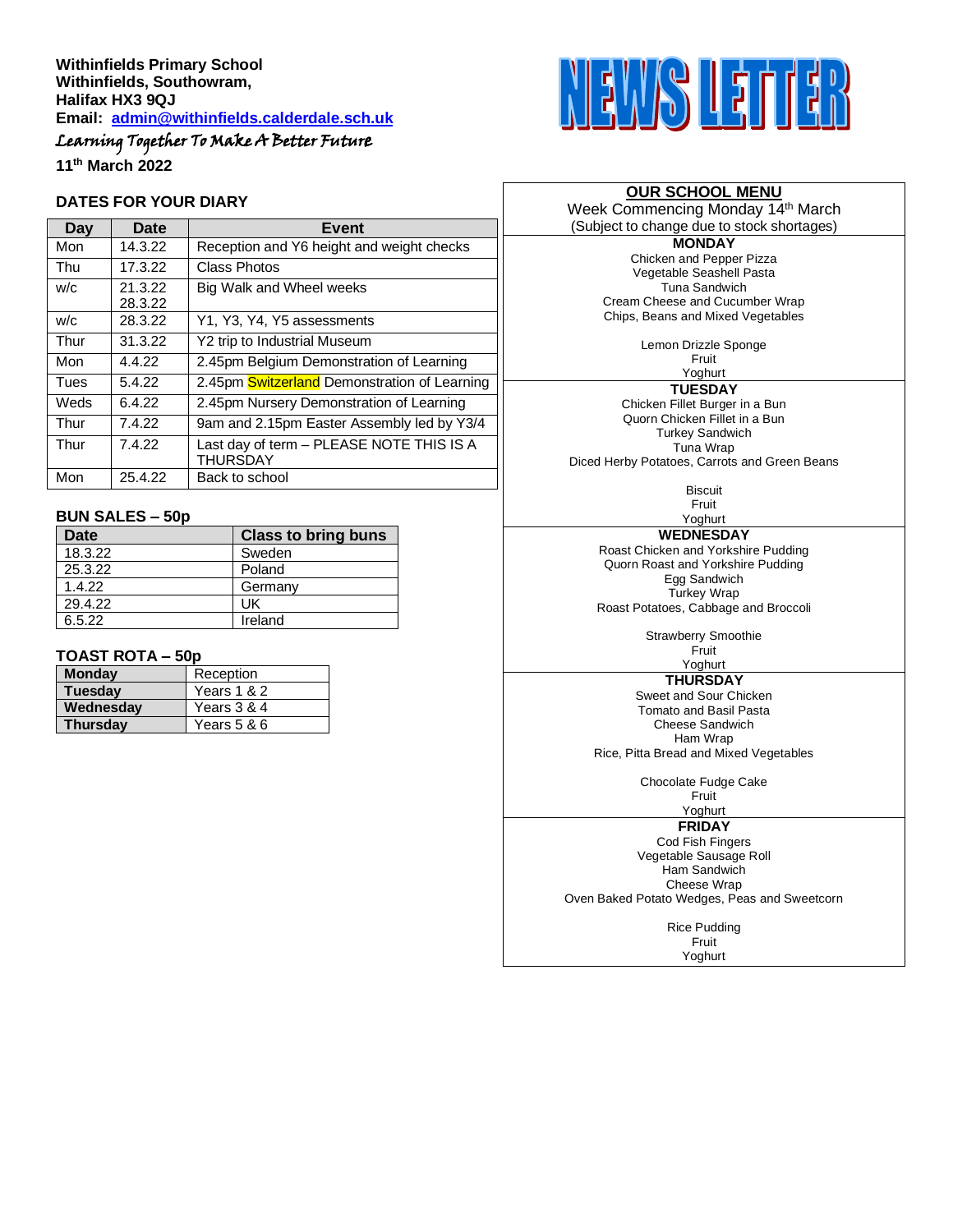**Withinfields Primary School**
**Withinfields, Southowram,**
**Halifax HX3 9QJ**
**Email: [admin@withinfields.calderdale.sch.uk](mailto:admin@withinfields.calderdale.sch.uk)**

*Learning Together To Make A Better Future*

**11th March 2022**

# NEWS LETTER

## DATES FOR YOUR DIARY

| Day | Date | Event |
|---|---|---|
| Mon | 14.3.22 | Reception and Y6 height and weight checks |
| Thu | 17.3.22 | Class Photos |
| w/c | 21.3.22 28.3.22 | Big Walk and Wheel weeks |
| w/c | 28.3.22 | Y1, Y3, Y4, Y5 assessments |
| Thur | 31.3.22 | Y2 trip to Industrial Museum |
| Mon | 4.4.22 | 2.45pm Belgium Demonstration of Learning |
| Tues | 5.4.22 | 2.45pm Switzerland Demonstration of Learning |
| Weds | 6.4.22 | 2.45pm Nursery Demonstration of Learning |
| Thur | 7.4.22 | 9am and 2.15pm Easter Assembly led by Y3/4 |
| Thur | 7.4.22 | Last day of term – PLEASE NOTE THIS IS A THURSDAY |
| Mon | 25.4.22 | Back to school |

## BUN SALES – 50p

| Date | Class to bring buns |
|---|---|
| 18.3.22 | Sweden |
| 25.3.22 | Poland |
| 1.4.22 | Germany |
| 29.4.22 | UK |
| 6.5.22 | Ireland |

## TOAST ROTA – 50p

| | |
|---|---|
| **Monday** | Reception |
| **Tuesday** | Years 1 & 2 |
| **Wednesday** | Years 3 & 4 |
| **Thursday** | Years 5 & 6 |

## OUR SCHOOL MENU

Week Commencing Monday 14th March
(Subject to change due to stock shortages)

**MONDAY**
Chicken and Pepper Pizza
Vegetable Seashell Pasta
Tuna Sandwich
Cream Cheese and Cucumber Wrap
Chips, Beans and Mixed Vegetables

Lemon Drizzle Sponge
Fruit
Yoghurt

**TUESDAY**
Chicken Fillet Burger in a Bun
Quorn Chicken Fillet in a Bun
Turkey Sandwich
Tuna Wrap
Diced Herby Potatoes, Carrots and Green Beans

Biscuit
Fruit
Yoghurt

**WEDNESDAY**
Roast Chicken and Yorkshire Pudding
Quorn Roast and Yorkshire Pudding
Egg Sandwich
Turkey Wrap
Roast Potatoes, Cabbage and Broccoli

Strawberry Smoothie
Fruit
Yoghurt

**THURSDAY**
Sweet and Sour Chicken
Tomato and Basil Pasta
Cheese Sandwich
Ham Wrap
Rice, Pitta Bread and Mixed Vegetables

Chocolate Fudge Cake
Fruit
Yoghurt

**FRIDAY**
Cod Fish Fingers
Vegetable Sausage Roll
Ham Sandwich
Cheese Wrap
Oven Baked Potato Wedges, Peas and Sweetcorn

Rice Pudding
Fruit
Yoghurt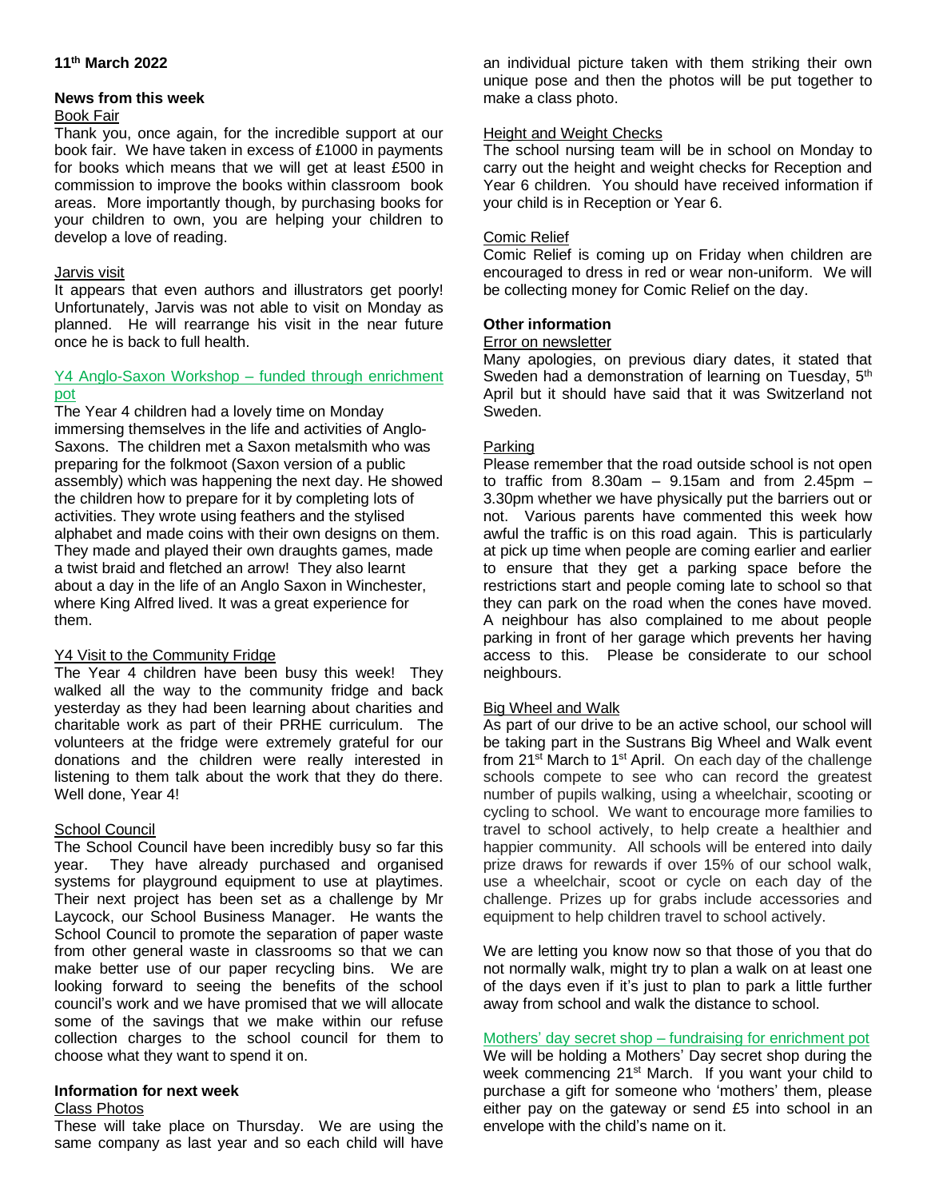**11th March 2022**

## News from this week

### Book Fair

Thank you, once again, for the incredible support at our book fair. We have taken in excess of £1000 in payments for books which means that we will get at least £500 in commission to improve the books within classroom book areas. More importantly though, by purchasing books for your children to own, you are helping your children to develop a love of reading.

### Jarvis visit

It appears that even authors and illustrators get poorly! Unfortunately, Jarvis was not able to visit on Monday as planned. He will rearrange his visit in the near future once he is back to full health.

### Y4 Anglo-Saxon Workshop – funded through enrichment pot

The Year 4 children had a lovely time on Monday immersing themselves in the life and activities of Anglo-Saxons. The children met a Saxon metalsmith who was preparing for the folkmoot (Saxon version of a public assembly) which was happening the next day. He showed the children how to prepare for it by completing lots of activities. They wrote using feathers and the stylised alphabet and made coins with their own designs on them. They made and played their own draughts games, made a twist braid and fletched an arrow! They also learnt about a day in the life of an Anglo Saxon in Winchester, where King Alfred lived. It was a great experience for them.

### Y4 Visit to the Community Fridge

The Year 4 children have been busy this week! They walked all the way to the community fridge and back yesterday as they had been learning about charities and charitable work as part of their PRHE curriculum. The volunteers at the fridge were extremely grateful for our donations and the children were really interested in listening to them talk about the work that they do there. Well done, Year 4!

### School Council

The School Council have been incredibly busy so far this year. They have already purchased and organised systems for playground equipment to use at playtimes. Their next project has been set as a challenge by Mr Laycock, our School Business Manager. He wants the School Council to promote the separation of paper waste from other general waste in classrooms so that we can make better use of our paper recycling bins. We are looking forward to seeing the benefits of the school council's work and we have promised that we will allocate some of the savings that we make within our refuse collection charges to the school council for them to choose what they want to spend it on.

## Information for next week

### Class Photos

These will take place on Thursday. We are using the same company as last year and so each child will have an individual picture taken with them striking their own unique pose and then the photos will be put together to make a class photo.

### Height and Weight Checks

The school nursing team will be in school on Monday to carry out the height and weight checks for Reception and Year 6 children. You should have received information if your child is in Reception or Year 6.

### Comic Relief

Comic Relief is coming up on Friday when children are encouraged to dress in red or wear non-uniform. We will be collecting money for Comic Relief on the day.

## Other information

### Error on newsletter

Many apologies, on previous diary dates, it stated that Sweden had a demonstration of learning on Tuesday, 5th April but it should have said that it was Switzerland not Sweden.

### Parking

Please remember that the road outside school is not open to traffic from 8.30am – 9.15am and from 2.45pm – 3.30pm whether we have physically put the barriers out or not. Various parents have commented this week how awful the traffic is on this road again. This is particularly at pick up time when people are coming earlier and earlier to ensure that they get a parking space before the restrictions start and people coming late to school so that they can park on the road when the cones have moved. A neighbour has also complained to me about people parking in front of her garage which prevents her having access to this. Please be considerate to our school neighbours.

### Big Wheel and Walk

As part of our drive to be an active school, our school will be taking part in the Sustrans Big Wheel and Walk event from 21st March to 1st April. On each day of the challenge schools compete to see who can record the greatest number of pupils walking, using a wheelchair, scooting or cycling to school. We want to encourage more families to travel to school actively, to help create a healthier and happier community. All schools will be entered into daily prize draws for rewards if over 15% of our school walk, use a wheelchair, scoot or cycle on each day of the challenge. Prizes up for grabs include accessories and equipment to help children travel to school actively.

We are letting you know now so that those of you that do not normally walk, might try to plan a walk on at least one of the days even if it's just to plan to park a little further away from school and walk the distance to school.

### Mothers' day secret shop – fundraising for enrichment pot

We will be holding a Mothers' Day secret shop during the week commencing 21st March. If you want your child to purchase a gift for someone who 'mothers' them, please either pay on the gateway or send £5 into school in an envelope with the child's name on it.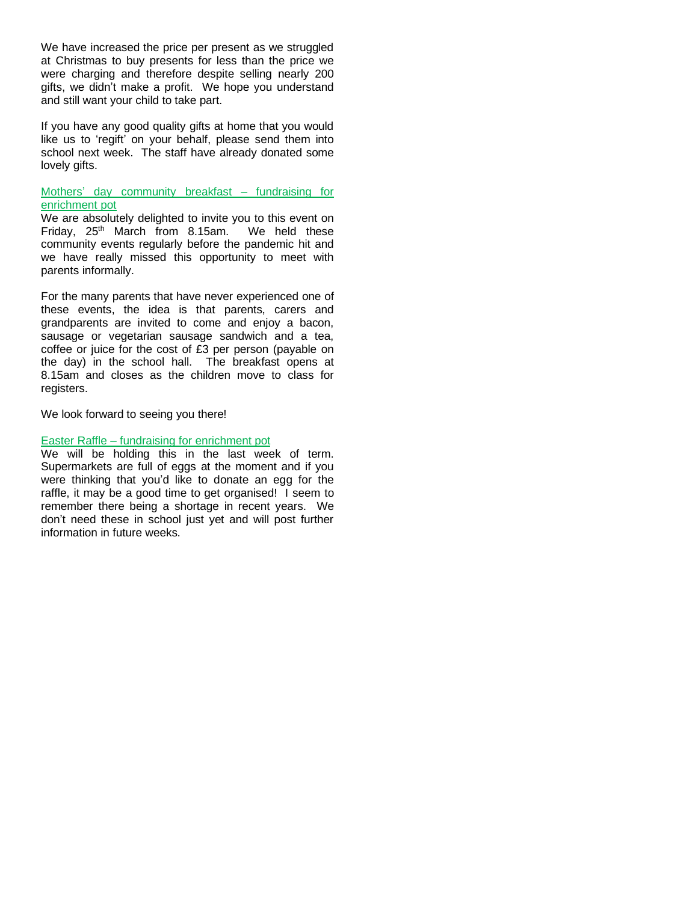We have increased the price per present as we struggled at Christmas to buy presents for less than the price we were charging and therefore despite selling nearly 200 gifts, we didn't make a profit. We hope you understand and still want your child to take part.

If you have any good quality gifts at home that you would like us to 'regift' on your behalf, please send them into school next week. The staff have already donated some lovely gifts.

### Mothers' day community breakfast – fundraising for enrichment pot

We are absolutely delighted to invite you to this event on Friday, 25th March from 8.15am. We held these community events regularly before the pandemic hit and we have really missed this opportunity to meet with parents informally.

For the many parents that have never experienced one of these events, the idea is that parents, carers and grandparents are invited to come and enjoy a bacon, sausage or vegetarian sausage sandwich and a tea, coffee or juice for the cost of £3 per person (payable on the day) in the school hall. The breakfast opens at 8.15am and closes as the children move to class for registers.

We look forward to seeing you there!

### Easter Raffle – fundraising for enrichment pot

We will be holding this in the last week of term. Supermarkets are full of eggs at the moment and if you were thinking that you'd like to donate an egg for the raffle, it may be a good time to get organised! I seem to remember there being a shortage in recent years. We don't need these in school just yet and will post further information in future weeks.